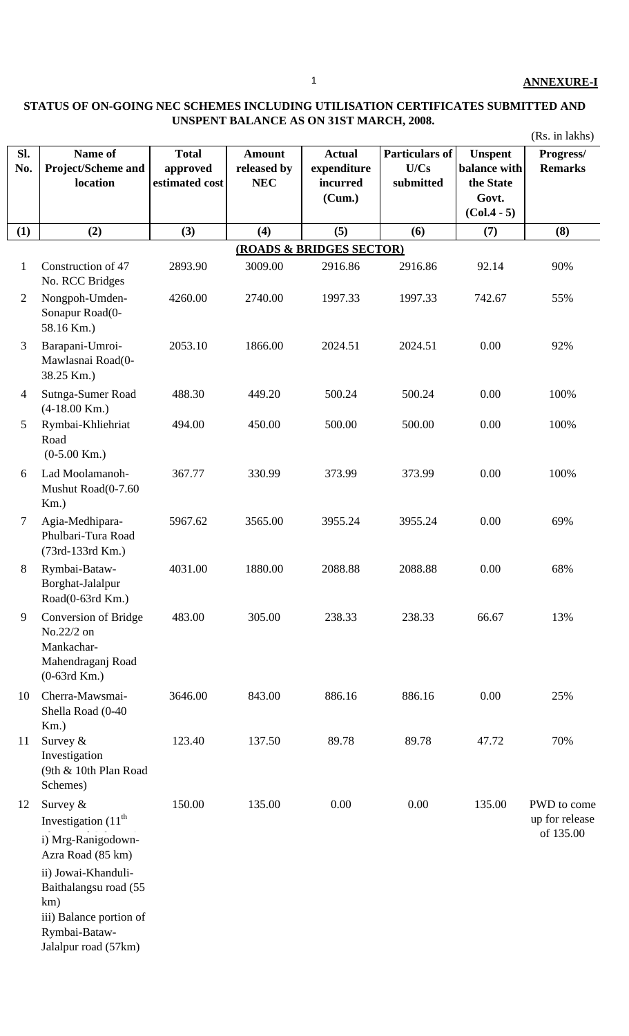**ANNEXURE-I**

**STATUS OF ON-GOING NEC SCHEMES INCLUDING UTILISATION CERTIFICATES SUBMITTED AND UNSPENT BALANCE AS ON 31ST MARCH, 2008.**

(Rs. in lakhs)

| Sl. No. | Name of Project/Scheme and location | Total approved estimated cost | Amount released by NEC | Actual expenditure incurred (Cum.) | Particulars of U/Cs submitted | Unspent balance with the State Govt. (Col.4 - 5) | Progress/ Remarks |
|---|---|---|---|---|---|---|---|
| (1) | (2) | (3) | (4) | (5) | (6) | (7) | (8) |
| | **(ROADS & BRIDGES SECTOR)** | | | | | | |
| 1 | Construction of 47 No. RCC Bridges | 2893.90 | 3009.00 | 2916.86 | 2916.86 | 92.14 | 90% |
| 2 | Nongpoh-Umden-Sonapur Road(0-58.16 Km.) | 4260.00 | 2740.00 | 1997.33 | 1997.33 | 742.67 | 55% |
| 3 | Barapani-Umroi-Mawlasnai Road(0-38.25 Km.) | 2053.10 | 1866.00 | 2024.51 | 2024.51 | 0.00 | 92% |
| 4 | Sutnga-Sumer Road (4-18.00 Km.) | 488.30 | 449.20 | 500.24 | 500.24 | 0.00 | 100% |
| 5 | Rymbai-Khliehriat Road (0-5.00 Km.) | 494.00 | 450.00 | 500.00 | 500.00 | 0.00 | 100% |
| 6 | Lad Moolamanoh-Mushut Road(0-7.60 Km.) | 367.77 | 330.99 | 373.99 | 373.99 | 0.00 | 100% |
| 7 | Agia-Medhipara-Phulbari-Tura Road (73rd-133rd Km.) | 5967.62 | 3565.00 | 3955.24 | 3955.24 | 0.00 | 69% |
| 8 | Rymbai-Bataw-Borghat-Jalalpur Road(0-63rd Km.) | 4031.00 | 1880.00 | 2088.88 | 2088.88 | 0.00 | 68% |
| 9 | Conversion of Bridge No.22/2 on Mankachar-Mahendraganj Road (0-63rd Km.) | 483.00 | 305.00 | 238.33 | 238.33 | 66.67 | 13% |
| 10 | Cherra-Mawsmai-Shella Road (0-40 Km.) | 3646.00 | 843.00 | 886.16 | 886.16 | 0.00 | 25% |
| 11 | Survey & Investigation (9th & 10th Plan Road Schemes) | 123.40 | 137.50 | 89.78 | 89.78 | 47.72 | 70% |
| 12 | Survey & Investigation (11th ...)<br>i) Mrg-Ranigodown-Azra Road (85 km)<br>ii) Jowai-Khanduli-Baithalangsu road (55 km)<br>iii) Balance portion of Rymbai-Bataw-Jalalpur road (57km) | 150.00 | 135.00 | 0.00 | 0.00 | 135.00 | PWD to come up for release of 135.00 |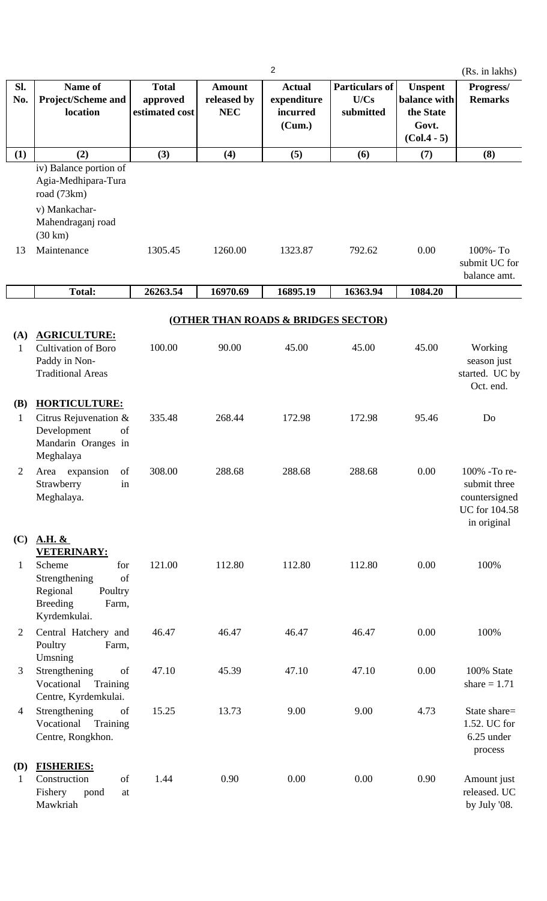(Rs. in lakhs)

| Sl. No. | Name of Project/Scheme and location | Total approved estimated cost | Amount released by NEC | Actual expenditure incurred (Cum.) | Particulars of U/Cs submitted | Unspent balance with the State Govt. (Col.4 - 5) | Progress/ Remarks |
|---|---|---|---|---|---|---|---|
| (1) | (2) | (3) | (4) | (5) | (6) | (7) | (8) |
| | iv) Balance portion of Agia-Medhipara-Tura road (73km) | | | | | | |
| | v) Mankachar-Mahendraganj road (30 km) | | | | | | |
| 13 | Maintenance | 1305.45 | 1260.00 | 1323.87 | 792.62 | 0.00 | 100%- To submit UC for balance amt. |
| | **Total:** | **26263.54** | **16970.69** | **16895.19** | **16363.94** | **1084.20** | |

**(OTHER THAN ROADS & BRIDGES SECTOR)**

| Sl. No. | Name of Project/Scheme and location | Total approved estimated cost | Amount released by NEC | Actual expenditure incurred (Cum.) | Particulars of U/Cs submitted | Unspent balance with the State Govt. (Col.4 - 5) | Progress/ Remarks |
|---|---|---|---|---|---|---|---|
| **(A)** | **AGRICULTURE:** | | | | | | |
| 1 | Cultivation of Boro Paddy in Non-Traditional Areas | 100.00 | 90.00 | 45.00 | 45.00 | 45.00 | Working season just started. UC by Oct. end. |
| **(B)** | **HORTICULTURE:** | | | | | | |
| 1 | Citrus Rejuvenation & Development of Mandarin Oranges in Meghalaya | 335.48 | 268.44 | 172.98 | 172.98 | 95.46 | Do |
| 2 | Area expansion of Strawberry in Meghalaya. | 308.00 | 288.68 | 288.68 | 288.68 | 0.00 | 100% -To re-submit three countersigned UC for 104.58 in original |
| **(C)** | **A.H. & VETERINARY:** | | | | | | |
| 1 | Scheme for Strengthening of Regional Poultry Breeding Farm, Kyrdemkulai. | 121.00 | 112.80 | 112.80 | 112.80 | 0.00 | 100% |
| 2 | Central Hatchery and Poultry Farm, Umsning | 46.47 | 46.47 | 46.47 | 46.47 | 0.00 | 100% |
| 3 | Strengthening of Vocational Training Centre, Kyrdemkulai. | 47.10 | 45.39 | 47.10 | 47.10 | 0.00 | 100% State share = 1.71 |
| 4 | Strengthening of Vocational Training Centre, Rongkhon. | 15.25 | 13.73 | 9.00 | 9.00 | 4.73 | State share= 1.52. UC for 6.25 under process |
| **(D)** | **FISHERIES:** | | | | | | |
| 1 | Construction of Fishery pond at Mawkriah | 1.44 | 0.90 | 0.00 | 0.00 | 0.90 | Amount just released. UC by July '08. |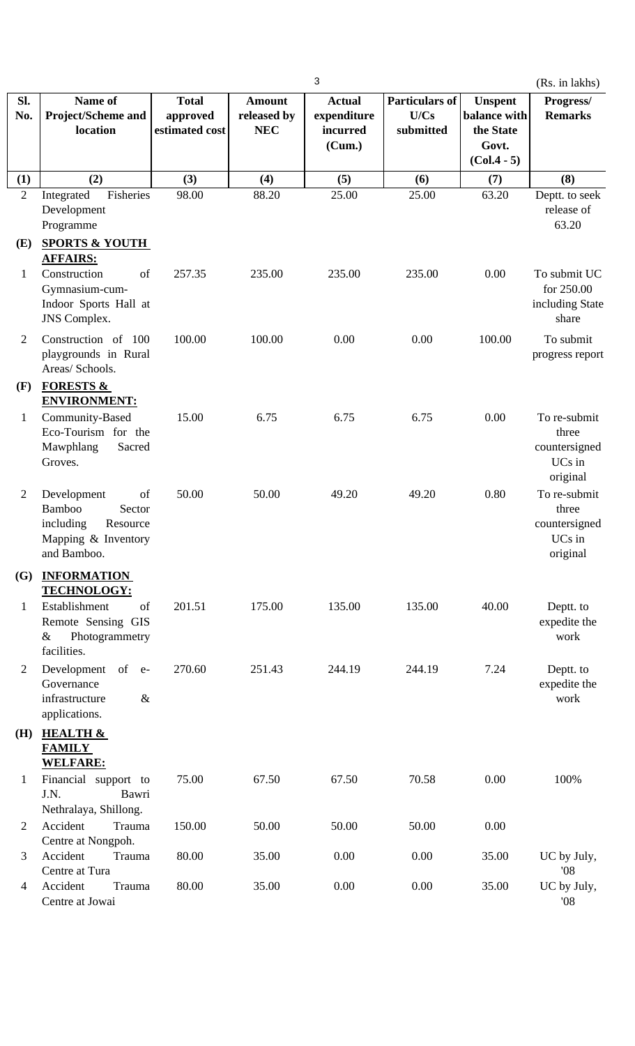(Rs. in lakhs)

| Sl. No. | Name of Project/Scheme and location | Total approved estimated cost | Amount released by NEC | Actual expenditure incurred (Cum.) | Particulars of U/Cs submitted | Unspent balance with the State Govt. (Col.4 - 5) | Progress/ Remarks |
|---|---|---|---|---|---|---|---|
| (1) | (2) | (3) | (4) | (5) | (6) | (7) | (8) |
| 2 | Integrated Fisheries Development Programme | 98.00 | 88.20 | 25.00 | 25.00 | 63.20 | Deptt. to seek release of 63.20 |
| (E) | **SPORTS & YOUTH AFFAIRS:** | | | | | | |
| 1 | Construction of Gymnasium-cum-Indoor Sports Hall at JNS Complex. | 257.35 | 235.00 | 235.00 | 235.00 | 0.00 | To submit UC for 250.00 including State share |
| 2 | Construction of 100 playgrounds in Rural Areas/ Schools. | 100.00 | 100.00 | 0.00 | 0.00 | 100.00 | To submit progress report |
| (F) | **FORESTS & ENVIRONMENT:** | | | | | | |
| 1 | Community-Based Eco-Tourism for the Mawphlang Sacred Groves. | 15.00 | 6.75 | 6.75 | 6.75 | 0.00 | To re-submit three countersigned UCs in original |
| 2 | Development of Bamboo Sector including Resource Mapping & Inventory and Bamboo. | 50.00 | 50.00 | 49.20 | 49.20 | 0.80 | To re-submit three countersigned UCs in original |
| (G) | **INFORMATION TECHNOLOGY:** | | | | | | |
| 1 | Establishment of Remote Sensing GIS & Photogrammetry facilities. | 201.51 | 175.00 | 135.00 | 135.00 | 40.00 | Deptt. to expedite the work |
| 2 | Development of e-Governance infrastructure & applications. | 270.60 | 251.43 | 244.19 | 244.19 | 7.24 | Deptt. to expedite the work |
| (H) | **HEALTH & FAMILY WELFARE:** | | | | | | |
| 1 | Financial support to J.N. Bawri Nethralaya, Shillong. | 75.00 | 67.50 | 67.50 | 70.58 | 0.00 | 100% |
| 2 | Accident Trauma Centre at Nongpoh. | 150.00 | 50.00 | 50.00 | 50.00 | 0.00 | |
| 3 | Accident Trauma Centre at Tura | 80.00 | 35.00 | 0.00 | 0.00 | 35.00 | UC by July, '08 |
| 4 | Accident Trauma Centre at Jowai | 80.00 | 35.00 | 0.00 | 0.00 | 35.00 | UC by July, '08 |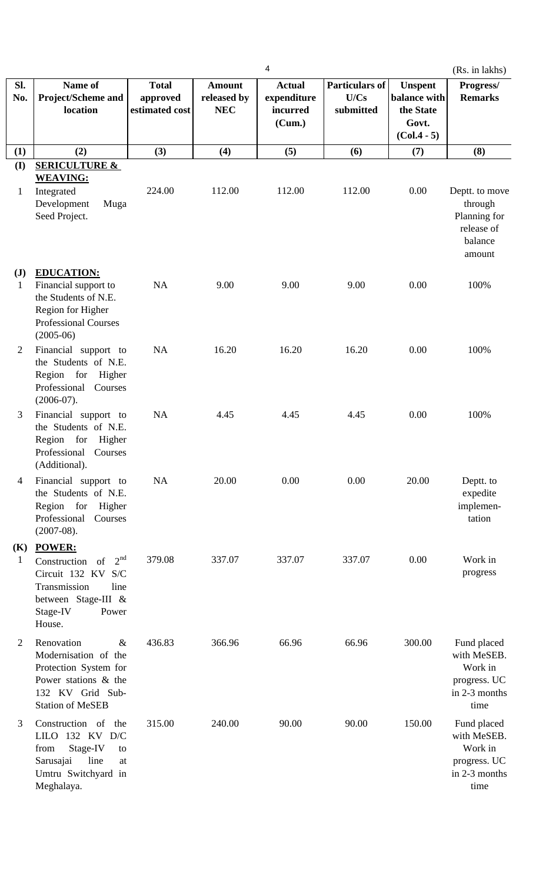(Rs. in lakhs)

| Sl. No. | Name of Project/Scheme and location | Total approved estimated cost | Amount released by NEC | Actual expenditure incurred (Cum.) | Particulars of U/Cs submitted | Unspent balance with the State Govt. (Col.4 - 5) | Progress/ Remarks |
|---|---|---|---|---|---|---|---|
| (1) | (2) | (3) | (4) | (5) | (6) | (7) | (8) |
| **(I)** | **SERICULTURE & WEAVING:** | | | | | | |
| 1 | Integrated Development Muga Seed Project. | 224.00 | 112.00 | 112.00 | 112.00 | 0.00 | Deptt. to move through Planning for release of balance amount |
| **(J)** | **EDUCATION:** | | | | | | |
| 1 | Financial support to the Students of N.E. Region for Higher Professional Courses (2005-06) | NA | 9.00 | 9.00 | 9.00 | 0.00 | 100% |
| 2 | Financial support to the Students of N.E. Region for Higher Professional Courses (2006-07). | NA | 16.20 | 16.20 | 16.20 | 0.00 | 100% |
| 3 | Financial support to the Students of N.E. Region for Higher Professional Courses (Additional). | NA | 4.45 | 4.45 | 4.45 | 0.00 | 100% |
| 4 | Financial support to the Students of N.E. Region for Higher Professional Courses (2007-08). | NA | 20.00 | 0.00 | 0.00 | 20.00 | Deptt. to expedite implementation |
| **(K)** | **POWER:** | | | | | | |
| 1 | Construction of 2nd Circuit 132 KV S/C Transmission line between Stage-III & Stage-IV Power House. | 379.08 | 337.07 | 337.07 | 337.07 | 0.00 | Work in progress |
| 2 | Renovation & Modernisation of the Protection System for Power stations & the 132 KV Grid Sub-Station of MeSEB | 436.83 | 366.96 | 66.96 | 66.96 | 300.00 | Fund placed with MeSEB. Work in progress. UC in 2-3 months time |
| 3 | Construction of the LILO 132 KV D/C from Stage-IV to Sarusajai line at Umtru Switchyard in Meghalaya. | 315.00 | 240.00 | 90.00 | 90.00 | 150.00 | Fund placed with MeSEB. Work in progress. UC in 2-3 months time |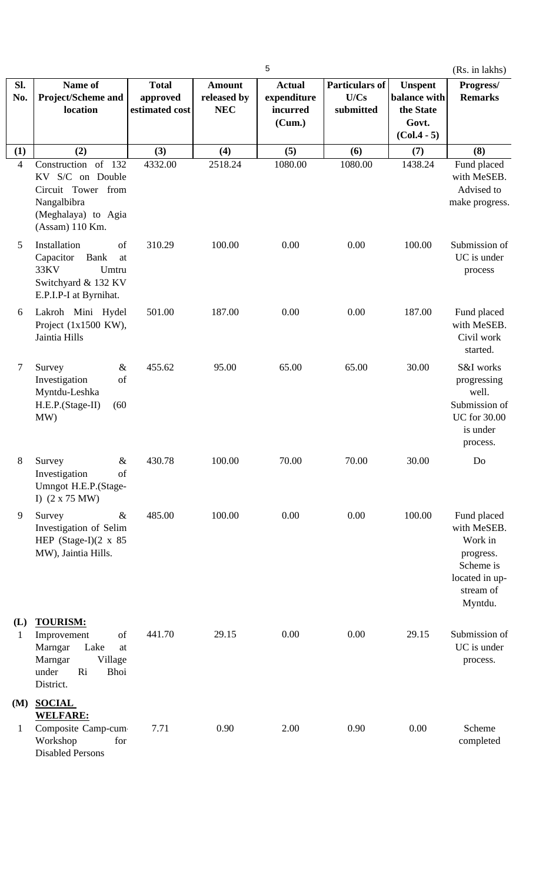(Rs. in lakhs)

| Sl. No. | Name of Project/Scheme and location | Total approved estimated cost | Amount released by NEC | Actual expenditure incurred (Cum.) | Particulars of U/Cs submitted | Unspent balance with the State Govt. (Col.4 - 5) | Progress/ Remarks |
|---|---|---|---|---|---|---|---|
| (1) | (2) | (3) | (4) | (5) | (6) | (7) | (8) |
| 4 | Construction of 132 KV S/C on Double Circuit Tower from Nangalbibra (Meghalaya) to Agia (Assam) 110 Km. | 4332.00 | 2518.24 | 1080.00 | 1080.00 | 1438.24 | Fund placed with MeSEB. Advised to make progress. |
| 5 | Installation of Capacitor Bank at 33KV Umtru Switchyard & 132 KV E.P.I.P-I at Byrnihat. | 310.29 | 100.00 | 0.00 | 0.00 | 100.00 | Submission of UC is under process |
| 6 | Lakroh Mini Hydel Project (1x1500 KW), Jaintia Hills | 501.00 | 187.00 | 0.00 | 0.00 | 187.00 | Fund placed with MeSEB. Civil work started. |
| 7 | Survey & Investigation of Myntdu-Leshka H.E.P.(Stage-II) (60 MW) | 455.62 | 95.00 | 65.00 | 65.00 | 30.00 | S&I works progressing well. Submission of UC for 30.00 is under process. |
| 8 | Survey & Investigation of Umngot H.E.P.(Stage-I) (2 x 75 MW) | 430.78 | 100.00 | 70.00 | 70.00 | 30.00 | Do |
| 9 | Survey & Investigation of Selim HEP (Stage-I)(2 x 85 MW), Jaintia Hills. | 485.00 | 100.00 | 0.00 | 0.00 | 100.00 | Fund placed with MeSEB. Work in progress. Scheme is located in up-stream of Myntdu. |
| **(L)** | **TOURISM:** | | | | | | |
| 1 | Improvement of Marngar Lake at Marngar Village under Ri Bhoi District. | 441.70 | 29.15 | 0.00 | 0.00 | 29.15 | Submission of UC is under process. |
| **(M)** | **SOCIAL WELFARE:** | | | | | | |
| 1 | Composite Camp-cum-Workshop for Disabled Persons | 7.71 | 0.90 | 2.00 | 0.90 | 0.00 | Scheme completed |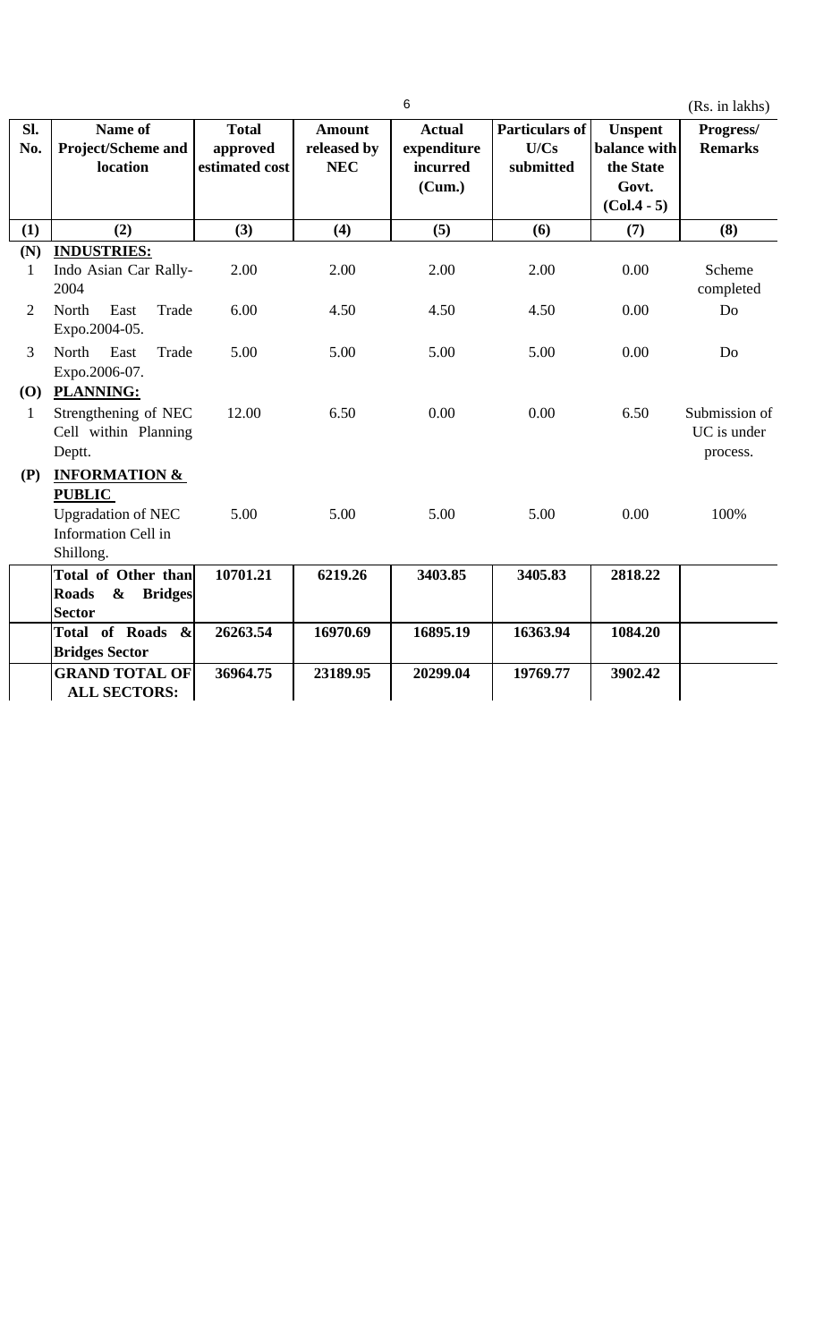(Rs. in lakhs)

| Sl. No. | Name of Project/Scheme and location | Total approved estimated cost | Amount released by NEC | Actual expenditure incurred (Cum.) | Particulars of U/Cs submitted | Unspent balance with the State Govt. (Col.4 - 5) | Progress/ Remarks |
|---|---|---|---|---|---|---|---|
| (1) | (2) | (3) | (4) | (5) | (6) | (7) | (8) |
| **(N)** | **INDUSTRIES:** | | | | | | |
| 1 | Indo Asian Car Rally-2004 | 2.00 | 2.00 | 2.00 | 2.00 | 0.00 | Scheme completed |
| 2 | North East Trade Expo.2004-05. | 6.00 | 4.50 | 4.50 | 4.50 | 0.00 | Do |
| 3 | North East Trade Expo.2006-07. | 5.00 | 5.00 | 5.00 | 5.00 | 0.00 | Do |
| **(O)** | **PLANNING:** | | | | | | |
| 1 | Strengthening of NEC Cell within Planning Deptt. | 12.00 | 6.50 | 0.00 | 0.00 | 6.50 | Submission of UC is under process. |
| **(P)** | **INFORMATION & PUBLIC** | | | | | | |
| | Upgradation of NEC Information Cell in Shillong. | 5.00 | 5.00 | 5.00 | 5.00 | 0.00 | 100% |
| | **Total of Other than Roads & Bridges Sector** | **10701.21** | **6219.26** | **3403.85** | **3405.83** | **2818.22** | |
| | **Total of Roads & Bridges Sector** | **26263.54** | **16970.69** | **16895.19** | **16363.94** | **1084.20** | |
| | **GRAND TOTAL OF ALL SECTORS:** | **36964.75** | **23189.95** | **20299.04** | **19769.77** | **3902.42** | |